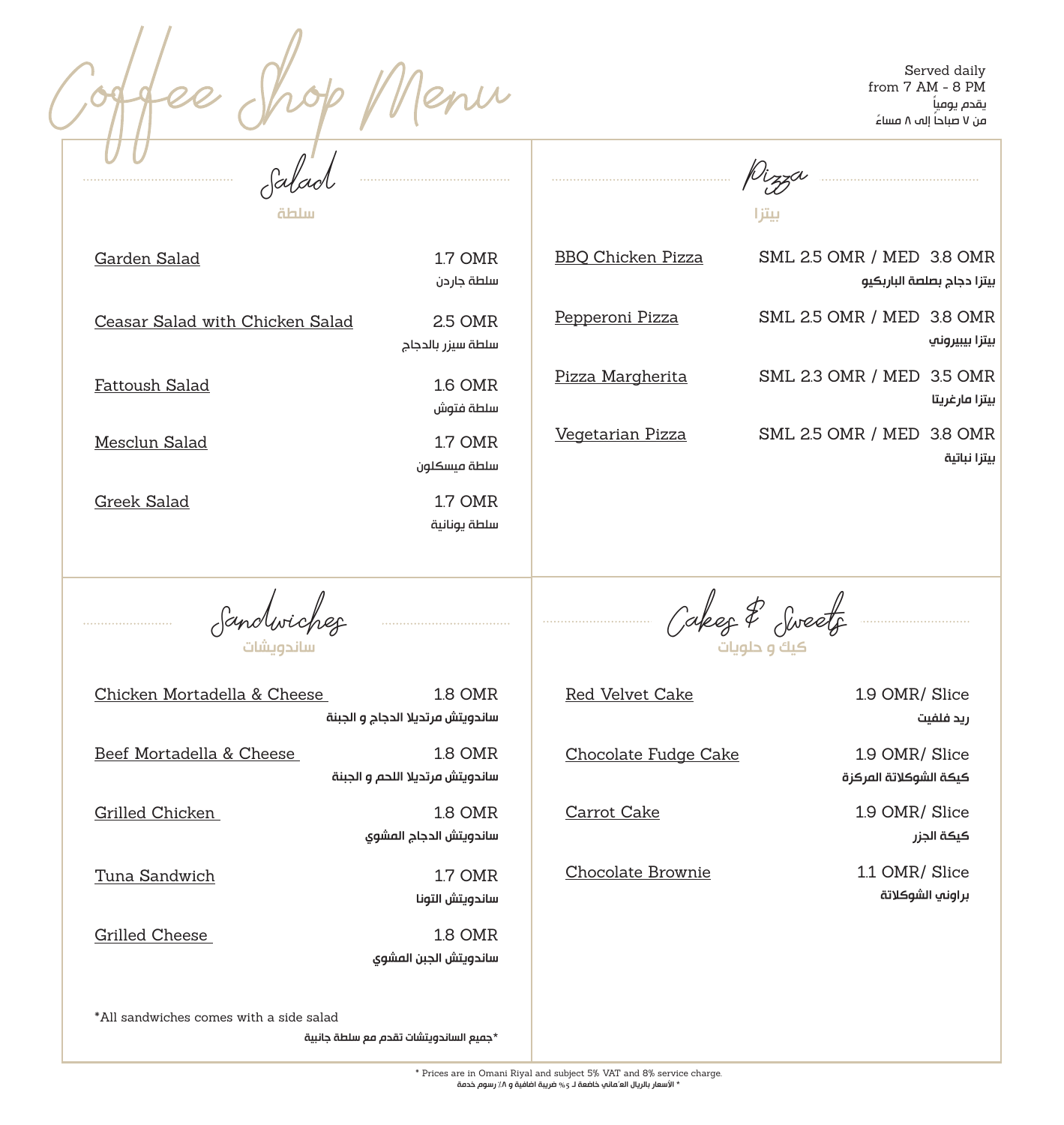# Coffee Shop Menu

Served daily
from 7 AM - 8 PM
يقدم يومياً
من ٧ صباحاً إلى ٨ مساءً

## Salad
سلطة

Garden Salad — 1.7 OMR
سلطة جاردن

Ceasar Salad with Chicken Salad — 2.5 OMR
سلطة سيزر بالدجاج

Fattoush Salad — 1.6 OMR
سلطة فتوش

Mesclun Salad — 1.7 OMR
سلطة ميسكلون

Greek Salad — 1.7 OMR
سلطة يونانية

## Pizza
بيتزا

BBQ Chicken Pizza — SML 2.5 OMR / MED 3.8 OMR
بيتزا دجاج بصلصة الباربكيو

Pepperoni Pizza — SML 2.5 OMR / MED 3.8 OMR
بيتزا بيبيروني

Pizza Margherita — SML 2.3 OMR / MED 3.5 OMR
بيتزا مارغريتا

Vegetarian Pizza — SML 2.5 OMR / MED 3.8 OMR
بيتزا نباتية

## Sandwiches
ساندويشات

Chicken Mortadella & Cheese — 1.8 OMR
ساندويتش مرتديلا الدجاج و الجبنة

Beef Mortadella & Cheese — 1.8 OMR
ساندويتش مرتديلا اللحم و الجبنة

Grilled Chicken — 1.8 OMR
ساندويتش الدجاج المشوي

Tuna Sandwich — 1.7 OMR
ساندويتش التونا

Grilled Cheese — 1.8 OMR
ساندويتش الجبن المشوي

*All sandwiches comes with a side salad
*جميع الساندويتشات تقدم مع سلطة جانبية

## Cakes & Sweets
كيك و حلويات

Red Velvet Cake — 1.9 OMR/ Slice
ريد فلفيت

Chocolate Fudge Cake — 1.9 OMR/ Slice
كيكة الشوكلاتة المركزة

Carrot Cake — 1.9 OMR/ Slice
كيكة الجزر

Chocolate Brownie — 1.1 OMR/ Slice
براوني الشوكلاتة

* Prices are in Omani Riyal and subject 5% VAT and 8% service charge.
* الأسعار بالريال العماني خاضعة لـ ٥٪ ضريبة اضافية و ٨٪ رسوم خدمة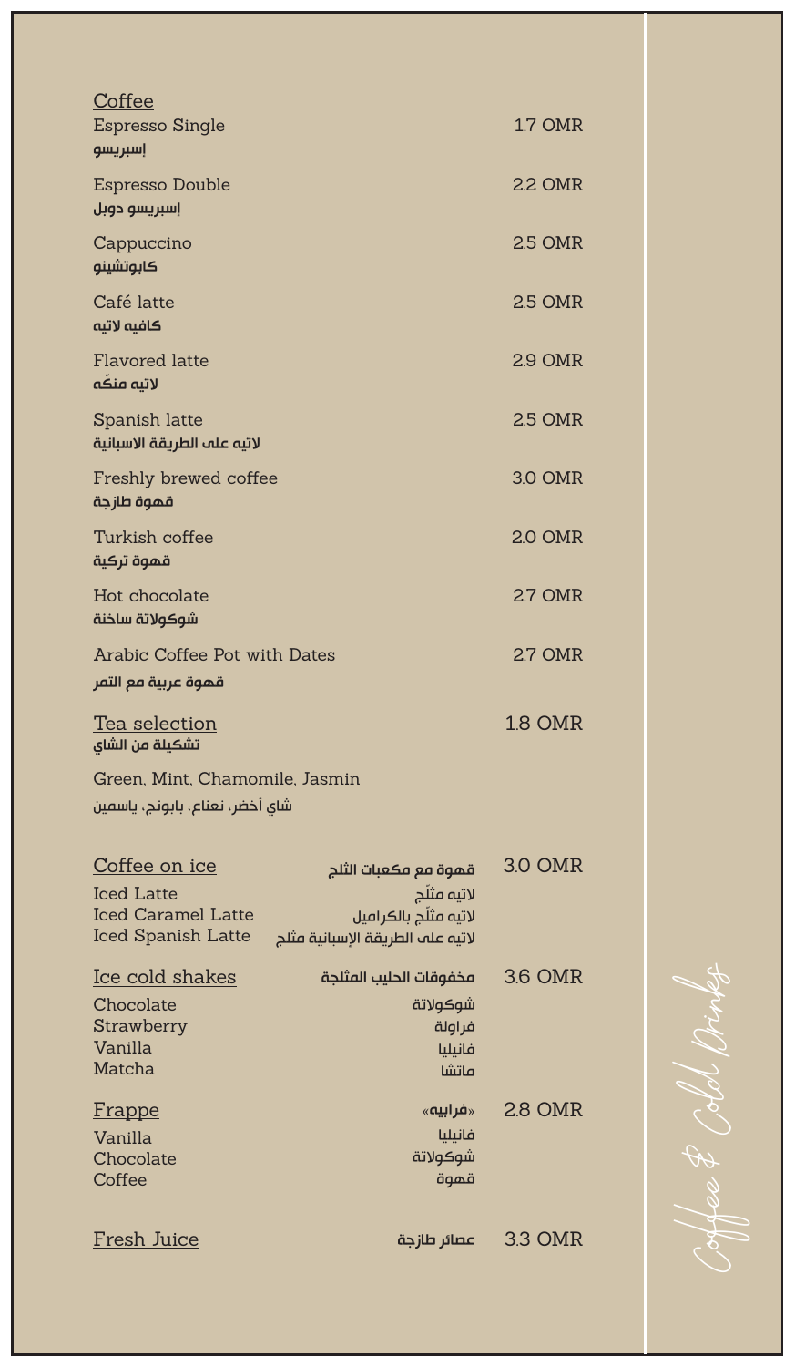## Coffee

| Item | Price |
|---|---|
| Espresso Single<br>إسبريسو | 1.7 OMR |
| Espresso Double<br>إسبريسو دوبل | 2.2 OMR |
| Cappuccino<br>كابوتشينو | 2.5 OMR |
| Café latte<br>كافيه لاتيه | 2.5 OMR |
| Flavored latte<br>لاتيه منكّه | 2.9 OMR |
| Spanish latte<br>لاتيه على الطريقة الاسبانية | 2.5 OMR |
| Freshly brewed coffee<br>قهوة طازجة | 3.0 OMR |
| Turkish coffee<br>قهوة تركية | 2.0 OMR |
| Hot chocolate<br>شوكولاتة ساخنة | 2.7 OMR |
| Arabic Coffee Pot with Dates<br>قهوة عربية مع التمر | 2.7 OMR |

## Tea selection — 1.8 OMR
تشكيلة من الشاي

Green, Mint, Chamomile, Jasmin

شاي أخضر، نعناع، بابونج، ياسمين

## Coffee on ice — قهوة مع مكعبات الثلج — 3.0 OMR

- Iced Latte — لاتيه مثلّج
- Iced Caramel Latte — لاتيه مثلّج بالكراميل
- Iced Spanish Latte — لاتيه على الطريقة الإسبانية مثلج

## Ice cold shakes — مخفوقات الحليب المثلجة — 3.6 OMR

- Chocolate — شوكولاتة
- Strawberry — فراولة
- Vanilla — فانيليا
- Matcha — ماتشا

## Frappe — «فرابيه» — 2.8 OMR

- Vanilla — فانيليا
- Chocolate — شوكولاتة
- Coffee — قهوة

## Fresh Juice — عصائر طازجة — 3.3 OMR

*Coffee & Cold Drinks*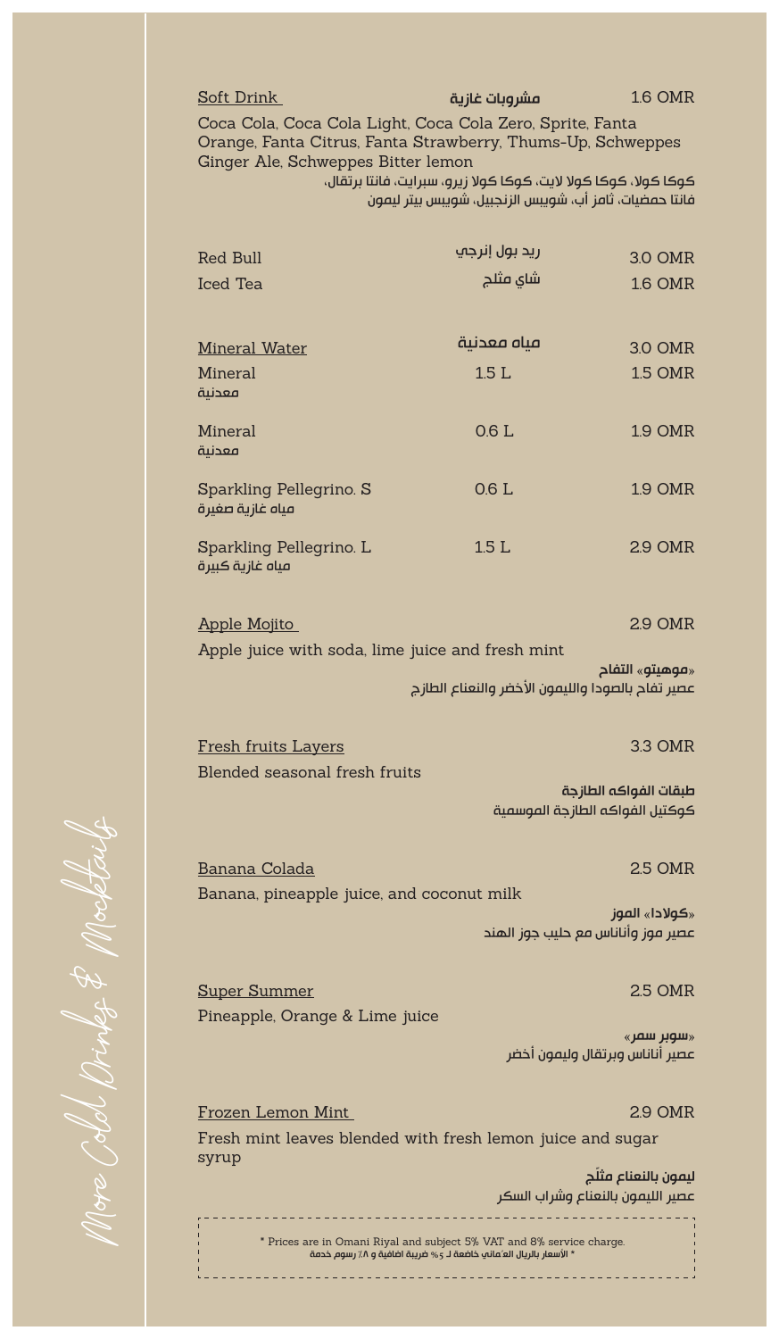# More Cold Drinks & Mocktails

## Soft Drink — مشروبات غازية — 1.6 OMR

Coca Cola, Coca Cola Light, Coca Cola Zero, Sprite, Fanta Orange, Fanta Citrus, Fanta Strawberry, Thums-Up, Schweppes Ginger Ale, Schweppes Bitter lemon

كوكا كولا، كوكا كولا لايت، كوكا كولا زيرو، سبرايت، فانتا برتقال، فانتا حمضيات، ثامز أب، شويبس الزنجبيل، شويبس بيتر ليمون

| | | |
|---|---|---|
| Red Bull | ريد بول إنرجي | 3.0 OMR |
| Iced Tea | شاي مثلج | 1.6 OMR |

## Mineral Water — مياه معدنية — 3.0 OMR

| | | |
|---|---|---|
| Mineral<br>معدنية | 1.5 L | 1.5 OMR |
| Mineral<br>معدنية | 0.6 L | 1.9 OMR |
| Sparkling Pellegrino. S<br>مياه غازية صغيرة | 0.6 L | 1.9 OMR |
| Sparkling Pellegrino. L<br>مياه غازية كبيرة | 1.5 L | 2.9 OMR |

## Apple Mojito — 2.9 OMR

Apple juice with soda, lime juice and fresh mint

**«موهيتو» التفاح**

عصير تفاح بالصودا والليمون الأخضر والنعناع الطازج

## Fresh fruits Layers — 3.3 OMR

Blended seasonal fresh fruits

**طبقات الفواكه الطازجة**

كوكتيل الفواكه الطازجة الموسمية

## Banana Colada — 2.5 OMR

Banana, pineapple juice, and coconut milk

**«كولادا» الموز**

عصير موز وأناناس مع حليب جوز الهند

## Super Summer — 2.5 OMR

Pineapple, Orange & Lime juice

**«سوبر سمر»**

عصير أناناس وبرتقال وليمون أخضر

## Frozen Lemon Mint — 2.9 OMR

Fresh mint leaves blended with fresh lemon juice and sugar syrup

**ليمون بالنعناع مثلّج**

عصير الليمون بالنعناع وشراب السكر

---

* Prices are in Omani Riyal and subject 5% VAT and 8% service charge.

* الأسعار بالريال العُماني خاضعة لـ ٥٪ ضريبة اضافية و ٨٪ رسوم خدمة